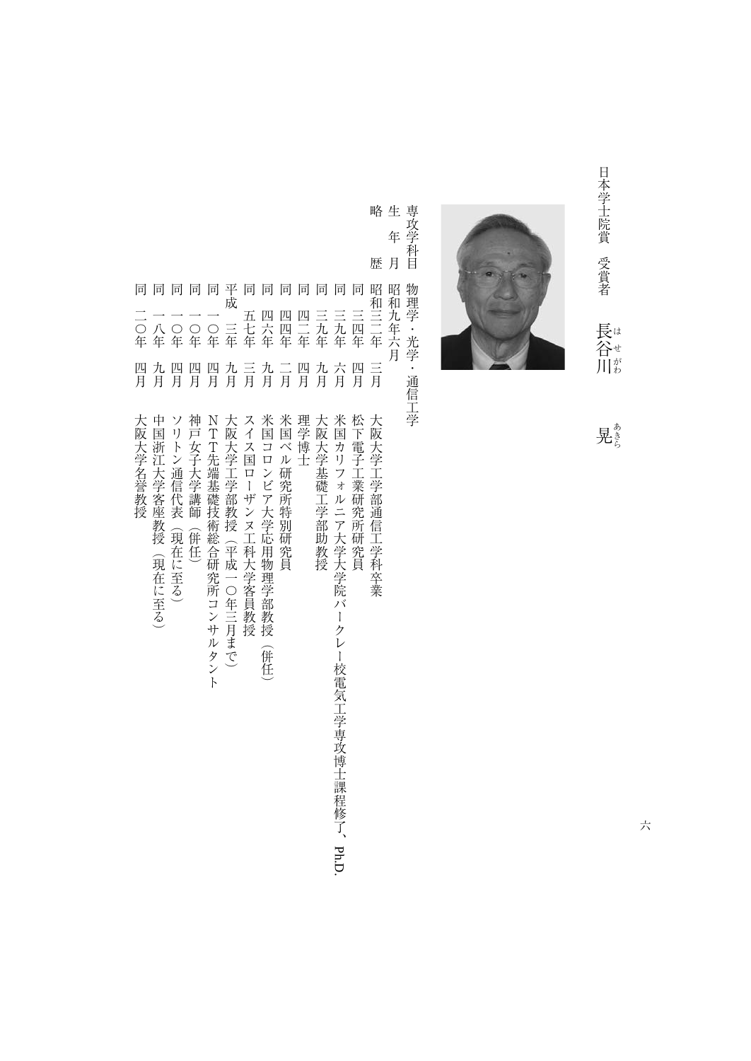日本学士院賞　受賞者

# 長谷川（はせがわ）　晃（あきら）

専攻学科目　物理学・光学・通信工学

生　年　月　昭和九年六月

略　　　歴

| | | |
|---|---|---|
| 昭和三二年 | 三月 | 大阪大学工学部通信工学科卒業 |
| 同　三四年 | 四月 | 松下電子工業研究所研究員 |
| 同　三九年 | 六月 | 米国カリフォルニア大学大学院バークレー校電気工学専攻博士課程修了、Ph.D. |
| 同　三九年 | 九月 | 大阪大学基礎工学部助教授 |
| 同　四二年 | 四月 | 理学博士 |
| 同　四四年 | 二月 | 米国ベル研究所特別研究員 |
| 同　四六年 | 九月 | 米国コロンビア大学応用物理学部教授（併任） |
| 同　五七年 | 三月 | スイス国ローザンヌ工科大学客員教授 |
| 平成　三年 | 九月 | 大阪大学工学部教授（平成一〇年三月まで） |
| 同　一〇年 | 四月 | ＮＴＴ先端基礎技術総合研究所コンサルタント |
| 同　一〇年 | 四月 | 神戸女子大学講師（併任） |
| 同　一〇年 | 四月 | ソリトン通信代表（現在に至る） |
| 同　一八年 | 九月 | 中国浙江大学客座教授（現在に至る） |
| 同　二〇年 | 四月 | 大阪大学名誉教授 |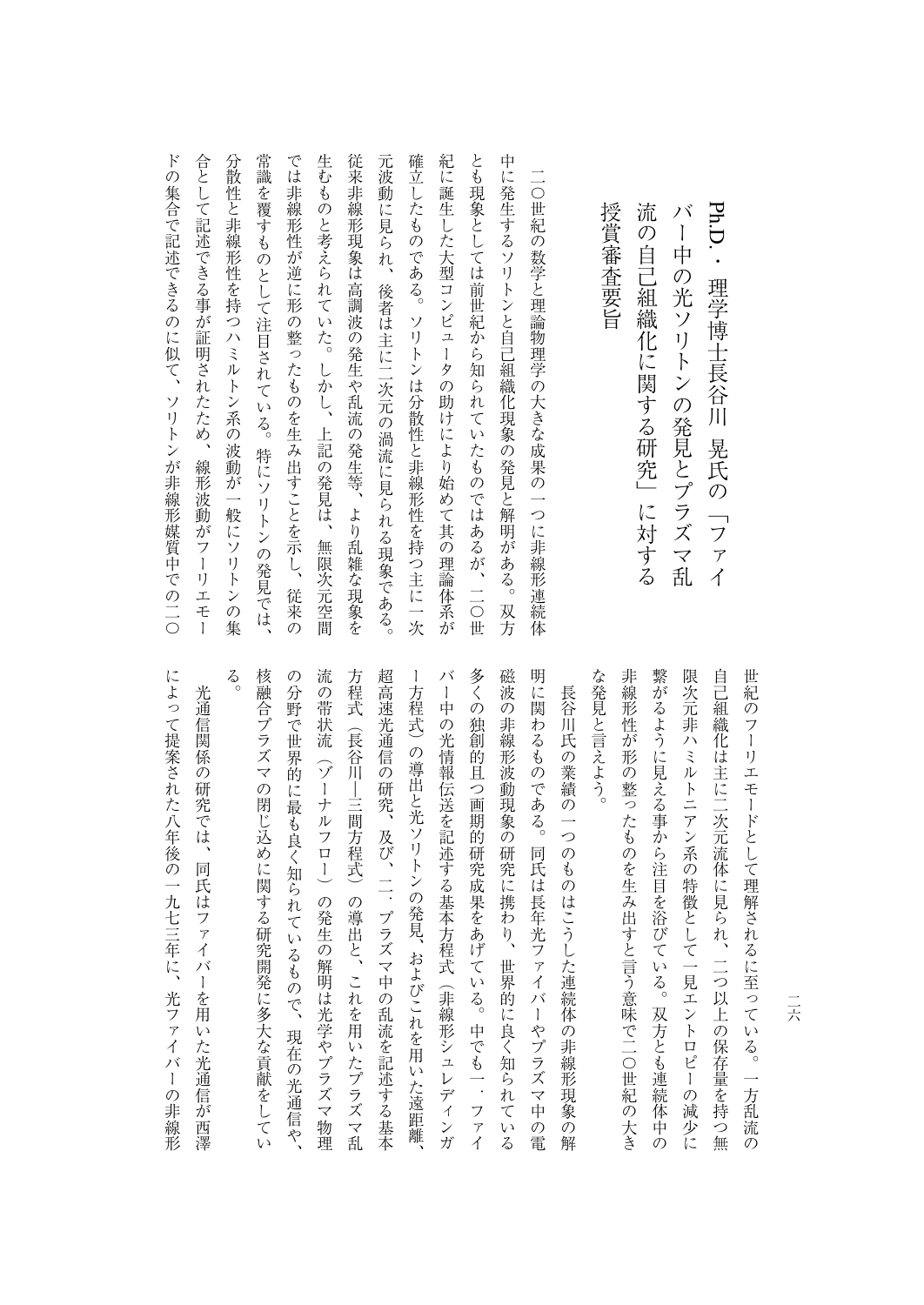# Ph.D.・理学博士長谷川 晃氏の「ファイバー中の光ソリトンの発見とプラズマ乱流の自己組織化に関する研究」に対する授賞審査要旨

二〇世紀の数学と理論物理学の大きな成果の一つに非線形連続体中に発生するソリトンと自己組織化現象の発見と解明がある。双方とも現象としては前世紀から知られていたものではあるが、二〇世紀に誕生した大型コンピュータの助けにより始めて其の理論体系が確立したものである。ソリトンは分散性と非線形性を持つ主に一次元波動に見られ、後者は主に二次元の渦流に見られる現象である。従来非線形現象は高調波の発生や乱流の発生等、より乱雑な現象を生むものと考えられていた。しかし、上記の発見は、無限次元空間では非線形性が逆に形の整ったものを生み出すことを示し、従来の常識を覆すものとして注目されている。特にソリトンの発見では、分散性と非線形性を持つハミルトン系の波動が一般にソリトンの集合として記述できる事が証明されたため、線形波動がフーリエモードの集合で記述できるのに似て、ソリトンが非線形媒質中での二〇世紀のフーリエモードとして理解されるに至っている。一方乱流の自己組織化は主に二次元流体に見られ、二つ以上の保存量を持つ無限次元非ハミルトニアン系の特徴として一見エントロピーの減少に繋がるように見える事から注目を浴びている。双方とも連続体中の非線形性が形の整ったものを生み出すと言う意味で二〇世紀の大きな発見と言えよう。

長谷川氏の業績の一つのものはこうした連続体の非線形現象の解明に関わるものである。同氏は長年光ファイバーやプラズマ中の電磁波の非線形波動現象の研究に携わり、世界的に良く知られている多くの独創的且つ画期的研究成果をあげている。中でも一．ファイバー中の光情報伝送を記述する基本方程式（非線形シュレディンガー方程式）の導出と光ソリトンの発見、およびこれを用いた遠距離、超高速光通信の研究、及び、二．プラズマ中の乱流を記述する基本方程式（長谷川―三間方程式）の導出と、これを用いたプラズマ乱流の帯状流（ゾーナルフロー）の発生の解明は光学やプラズマ物理の分野で世界的に最も良く知られているもので、現在の光通信や、核融合プラズマの閉じ込めに関する研究開発に多大な貢献をしている。

光通信関係の研究では、同氏はファイバーを用いた光通信が西澤によって提案された八年後の一九七三年に、光ファイバーの非線形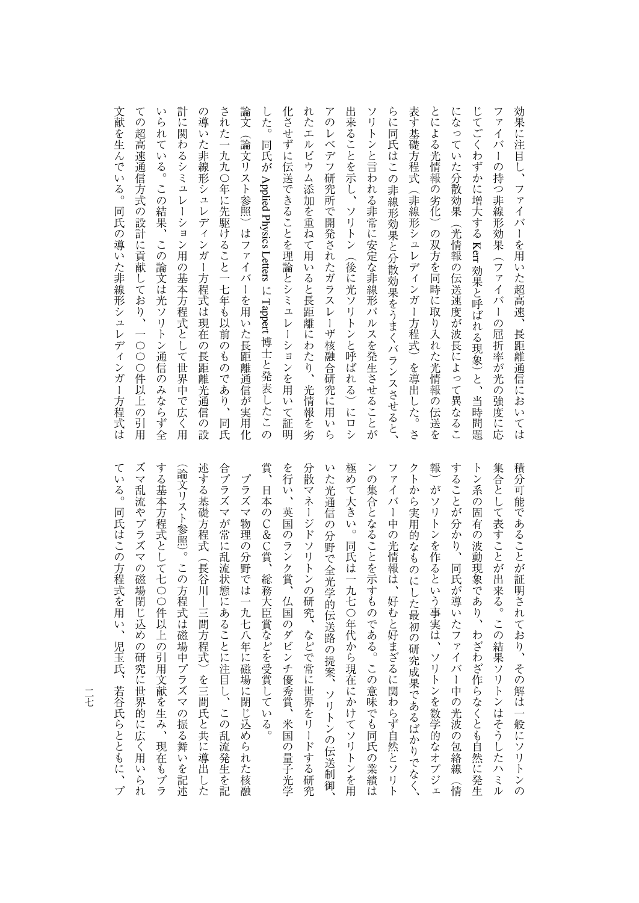効果に注目し、ファイバーを用いた超高速、長距離通信においてはファイバーの持つ非線形効果（ファイバーの屈折率が光の強度に応じてごくわずかに増大するKerr効果と呼ばれる現象）と、当時問題になっていた分散効果（光情報の伝送速度が波長によって異なることによる光情報の劣化）の双方を同時に取り入れた光情報の伝送を表す基礎方程式（非線形シュレディンガー方程式）を導出した。さらに同氏はこの非線形効果と分散効果をうまくバランスさせると、ソリトンと言われる非常に安定な非線形パルスを発生させることが出来ることを示し、ソリトン（後に光ソリトンと呼ばれる）にロシアのレベデフ研究所で開発されたガラスレーザ核融合研究に用いられたエルビウム添加を重ねて用いると長距離にわたり、光情報を劣化させずに伝送できることを理論とシミュレーションを用いて証明した。同氏がApplied Physics LettersにTappert博士と発表したこの論文（論文リスト参照）はファイバーを用いた長距離通信が実用化された一九九〇年に先駆けること一七年も以前のものであり、同氏の導いた非線形シュレディンガー方程式は現在の長距離光通信の設計に関わるシミュレーション用の基本方程式として世界中で広く用いられている。この結果、この論文は光ソリトン通信のみならず全ての超高速通信方式の設計に貢献しており、一〇〇〇件以上の引用文献を生んでいる。同氏の導いた非線形シュレディンガー方程式は積分可能であることが証明されており、その解は一般にソリトンの集合として表すことが出来る。この結果ソリトンはそうしたハミルトン系の固有の波動現象であり、わざわざ作らなくとも自然に発生することが分かり、同氏が導いたファイバー中の光波の包絡線（情報）がソリトンを作るという事実は、ソリトンを数学的なオブジェクトから実用的なものにした最初の研究成果であるばかりでなく、ファイバー中の光情報は、好むと好まざるに関わらず自然とソリトンの集合となることを示すものである。この意味でも同氏の業績は極めて大きい。同氏は一九七〇年代から現在にかけてソリトンを用いた光通信の分野で全光学的伝送路の提案、ソリトンの伝送制御、分散マネージドソリトンの研究、などで常に世界をリードする研究を行い、英国のランク賞、仏国のダビンチ優秀賞、米国の量子光学賞、日本のC&C賞、総務大臣賞などを受賞している。

プラズマ物理の分野では一九七八年に磁場に閉じ込められた核融合プラズマが常に乱流状態にあることに注目し、この乱流発生を記述する基礎方程式（長谷川―三間方程式）を三間氏と共に導出した（論文リスト参照）。この方程式は磁場中プラズマの振る舞いを記述する基本方程式として七〇〇件以上の引用文献を生み、現在もプラズマ乱流やプラズマの磁場閉じ込めの研究に世界的に広く用いられている。同氏はこの方程式を用い、児玉氏、若谷氏らとともに、プ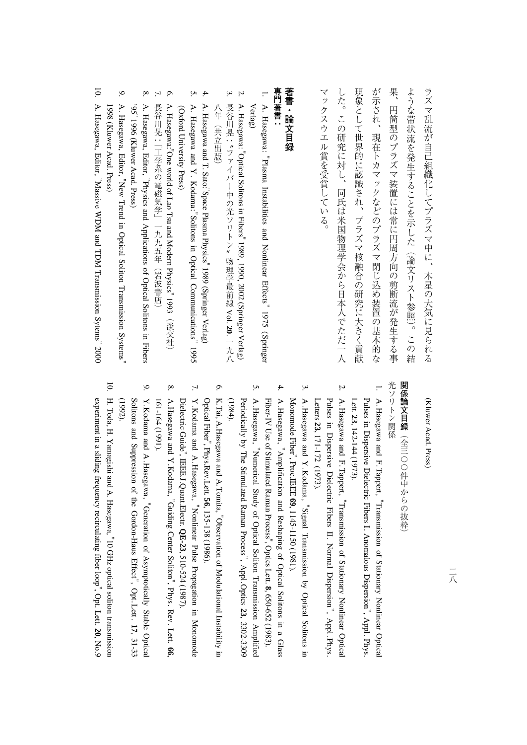ラズマ乱流が自己組織化してプラズマ中に、木星の大気に見られるような帯状流を発生することを示した（論文リスト参照）。この結果、円筒型のプラズマ装置には常に円周方向の剪断流が発生する事が示され、現在トカマックなどのプラズマ閉じ込め装置の基本的な現象として世界的に認識され、プラズマ核融合の研究に大きく貢献した。この研究に対し、同氏は米国物理学会から日本人でただ一人マックスウエル賞を受賞している。

## 著書・論文目録

### 専門著書：

1. A. Hasegawa: "Plasma Instabilities and Nonlinear Effects" 1975 (Springer Verlag)
2. A. Hasegawa: "Optical Solitons in Fibers" 1989, 1990, 2002 (Springer Verlag)
3. 長谷川晃：〝ファイバー中の光ソリトン〞物理学最前線 Vol. **20**. 一九八八年（共立出版）
4. A. Hasegawa and T. Sato: "Space Plasma Physics" 1989 (Springer Verlag)
5. A. Hasegawa and Y. Kodama: "Solitons in Optical Communications" 1995 (Oxford University Press)
6. A. Hasegawa: "One world of Lao Tsu and Modern Physics" 1993（淡交社）
7. 長谷川晃：「工学系の電磁気学」一九九五年（岩波書店）
8. A. Hasegawa, Editor, "Physics and Applications of Optical Solitons in Fibers '95" 1996 (Kluwer Acad. Press)
9. A. Hasegawa, Editor, "New Trend in Optical Soliton Transmission Systems" 1998 (Kluwer Acad. Press)
10. A. Hasegawa, Editor, "Massive WDM and TDM Transmission Sytems" 2000 (Kluwer Acad. Press)

### 関係論文目録（全三〇〇件中からの抜粋）

光ソリトン関係

1. A. Hasegawa and F. Tappert, "Transmission of Stationary Nonlinear Optical Pulses in Dispersive Dielectric Fibers I. Anomalous Dispersion", Appl. Phys. Lett. **23**, 142-144 (1973).
2. A. Hasegawa and F. Tappert, "Transmission of Stationary Nonlinear Optical Pulses in Dispersive Dielectric Fibers II. Normal Dispersion", Appl. Phys. Letters **23**, 171-172 (1973).
3. A. Hasegawa and Y. Kodama, "Signal Transmission by Optical Solitons in Monomode Fiber", Proc.IEEE **69**, 1145-1150 (1981).
4. A. Hasegawa, "Amplification and Reshaping of Optical Solitons in a Glass Fiber-IV Use of Stimulated Raman Process", Optics Lett. **8**, 650-652 (1983).
5. A. Hasegawa, "Numerical Study of Optical Soliton Transmission Amplified Periodically by The Stimulated Raman Process", Appl. Optics **23**, 3302-3309 (1984).
6. K.Tai, A.Hasegawa and A.Tomita, "Observation of Modulational Instability in Optical Fiber", Phys.Rev.Lett. **56**, 135-138 (1986).
7. Y. Kodama and A. Hasegawa, "Nonlinear Pulse Propagation in Monomode Dielectric Guide", IEEE.J.Quant.Electr. **QE-23**, 510-524 (1987).
8. A.Hasegawa and Y.Kodama, "Guiding-Center Soliton", Phys. Rev. Lett. **66**, 161-164 (1991).
9. Y.Kodama and A.Hasegawa, "Generation of Asymptotically Stable Optical Solitons and Suppression of the Gordon-Haus Effect", Opt.Lett. **17**, 31-33 (1992).
10. H. Toda, H. Yamagishi and A. Hasegawa, "10 GHz optical soliton transmission experiment in a sliding frequency recirculating fiber loop", Opt. Lett. **20**, No.9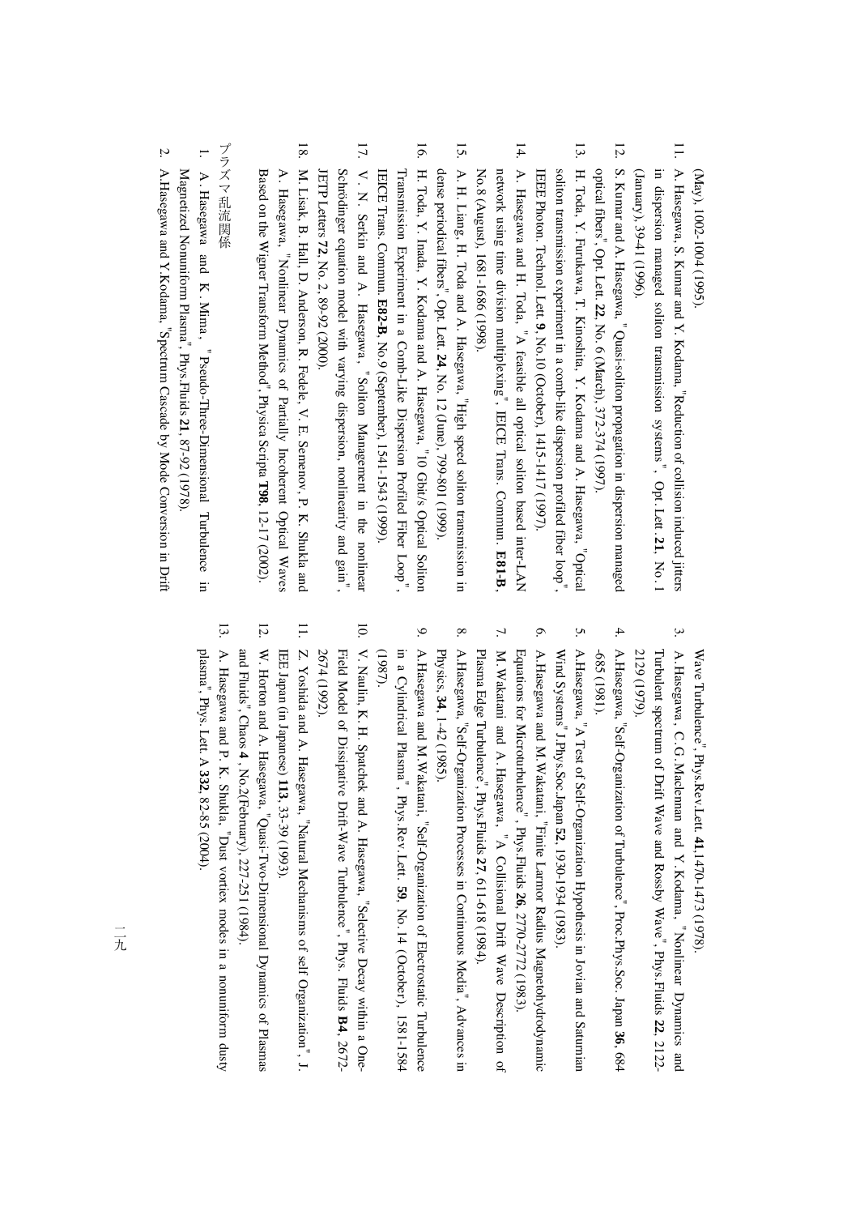(May), 1002-1004 (1995).

11. A. Hasegawa, S. Kumar and Y. Kodama, "Reduction of collision induced jitters in dispersion managed soliton transmission systems", Opt. Lett. **21**, No. 1 (January), 39-41 (1996).
12. S. Kumar and A. Hasegawa, "Quasi-soliton propagation in dispersion managed optical fibers", Opt. Lett. **22**, No. 6 (March), 372-374 (1997).
13. H. Toda, Y. Furukawa, T. Kinoshita, Y. Kodama and A. Hasegawa, "Optical soliton transmission experiment in a comb-like dispersion profiled fiber loop", IEEE Photon. Technol. Lett. **9**, No.10 (October), 1415-1417 (1997).
14. A. Hasegawa and H. Toda, "A feasible all optical soliton based inter-LAN network using time division multiplexing", IEICE Trans. Commun. **E81-B**, No.8 (August), 1681-1686 (1998).
15. A. H. Liang, H. Toda and A. Hasegawa, "High speed soliton transmission in dense periodical fibers", Opt. Lett. **24**, No. 12 (June), 799-801 (1999).
16. H. Toda, Y. Inada, Y. Kodama and A. Hasegawa, "10 Gbit/s Optical Soliton Transmission Experiment in a Comb-Like Dispersion Profiled Fiber Loop", IEICE Trans. Commun. **E82-B**, No.9 (September), 1541-1543 (1999).
17. V. N. Serkin and A. Hasegawa, "Soliton Management in the nonlinear Schrödinger equation model with varying dispersion, nonlinearity and gain", JETP Letters **72**, No. 2, 89-92 (2000).
18. M. Lisak, B. Hall, D. Anderson, R. Fedele, V. E. Semenov, P. K. Shukla and A. Hasegawa, "Nonlinear Dynamics of Partially Incoherent Optical Waves Based on the Wigner Transform Method", Physica Scripta **T98**, 12-17 (2002).

プラズマ乱流関係

1. A. Hasegawa and K. Mima, "Pseudo-Three-Dimensional Turbulence in Magnetized Nonuniform Plasma", Phys.Fluids **21**, 87-92 (1978).
2. A.Hasegawa and Y.Kodama, "Spectrum Cascade by Mode Conversion in Drift Wave Turbulence", Phys.Rev.Lett. **41**,1470-1473 (1978).
3. A. Hasegawa, C. G. Maclennan and Y. Kodama, "Nonlinear Dynamics and Turbulent spectrum of Drift Wave and Rossby Wave", Phys.Fluids **22**, 2122-2129 (1979).
4. A.Hasegawa, "Self-Organization of Turbulence", Proc.Phys.Soc. Japan **36**, 684-685 (1981).
5. A.Hasegawa, "A Test of Self-Organization Hypothesis in Jovian and Saturnian Wind Systems", J.Phys.Soc.Japan **52**, 1930-1934 (1983).
6. A.Hasegawa and M.Wakatani, "Finite Larmor Radius Magnetohydrodynamic Equations for Microturbulence", Phys.Fluids **26**, 2770-2772 (1983).
7. M.Wakatani and A.Hasegawa, "A Collisional Drift Wave Description of Plasma Edge Turbulence", Phys.Fluids **27**, 611-618 (1984).
8. A.Hasegawa, "Self-Organization Processes in Continuous Media", Advances in Physics, **34**, 1-42 (1985).
9. A.Hasegawa and M.Wakatani, "Self-Organization of Electrostatic Turbulence in a Cylindrical Plasma", Phys.Rev.Lett. **59**, No. 14 (October), 1581-1584 (1987).
10. V. Naulin, K. H. Spatchek and A. Hasegawa, "Selective Decay within a One-Field Model of Dissipative Drift-Wave Turbulence", Phys. Fluids **B4**, 2672-2674 (1992).
11. Z. Yoshida and A. Hasegawa, "Natural Mechanisms of self Organization", J. IEE Japan (in Japanese) **113**, 33-39 (1993).
12. W. Horton and A. Hasegawa, "Quasi-Two-Dimensional Dynamics of Plasmas and Fluids", Chaos **4**, No.2(February), 227-251 (1984).
13. A. Hasegawa and P. K. Shukla, "Dust vortex modes in a nonuniform dusty plasma", Phys. Lett. A **332**, 82-85 (2004).